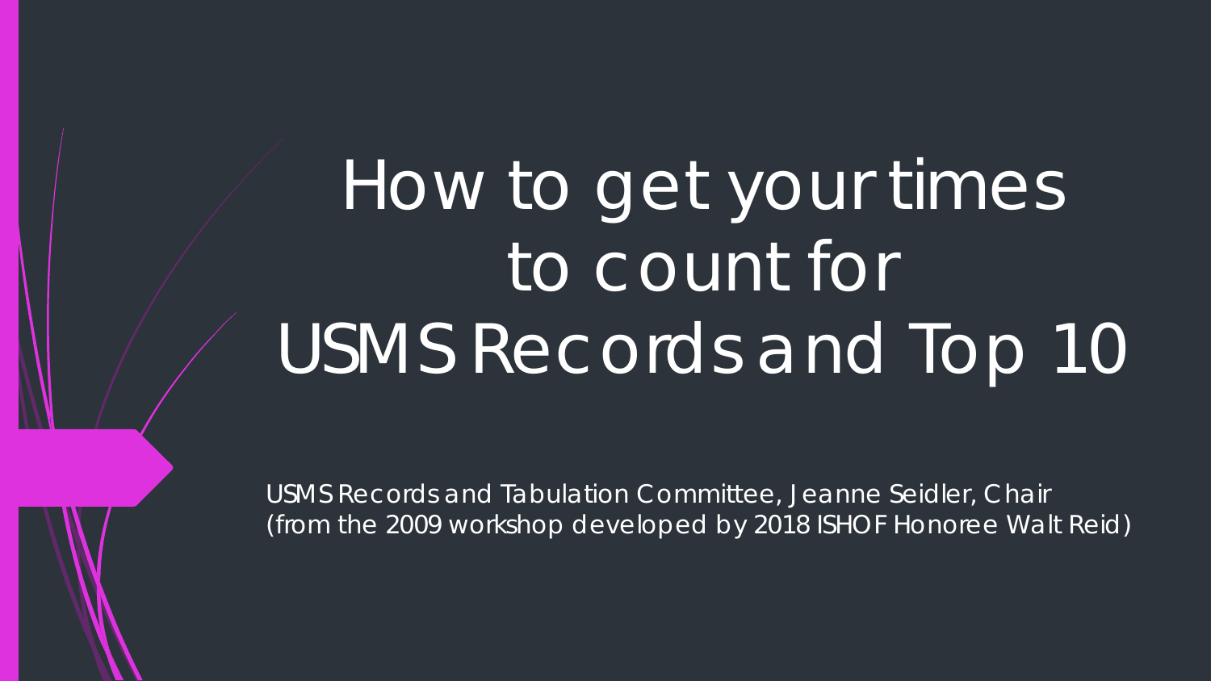# How to get your times to count for USMS Records and Top 10

USMS Records and Tabulation Committee, Jeanne Seidler, Chair
(from the 2009 workshop developed by 2018 ISHOF Honoree Walt Reid)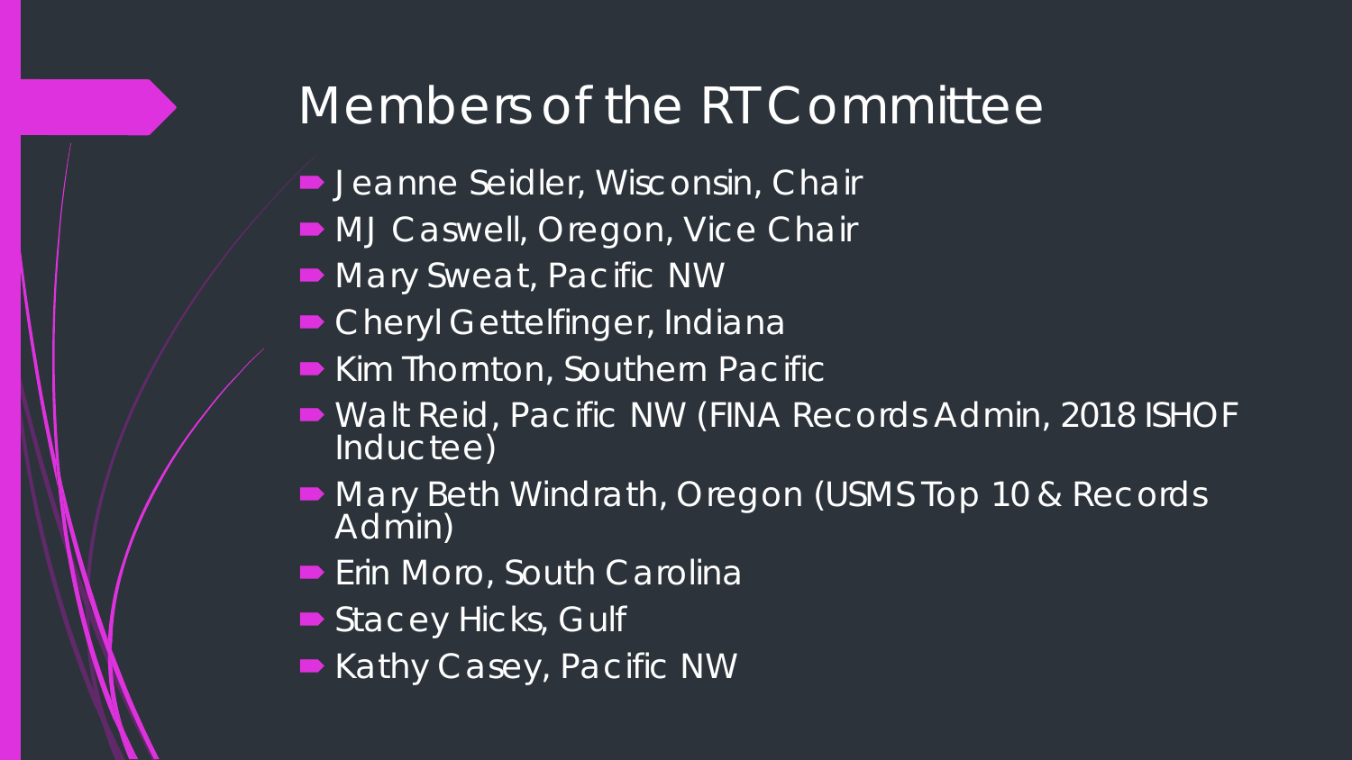# Members of the RT Committee

- Jeanne Seidler, Wisconsin, Chair
- MJ Caswell, Oregon, Vice Chair
- Mary Sweat, Pacific NW
- Cheryl Gettelfinger, Indiana
- Kim Thornton, Southern Pacific
- Walt Reid, Pacific NW (FINA Records Admin, 2018 ISHOF Inductee)
- Mary Beth Windrath, Oregon (USMS Top 10 & Records Admin)
- Erin Moro, South Carolina
- Stacey Hicks, Gulf
- Kathy Casey, Pacific NW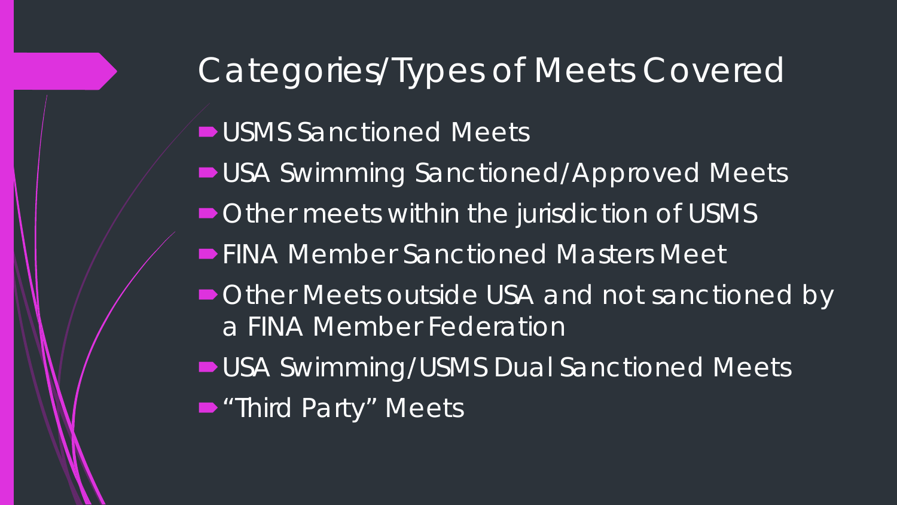# Categories/Types of Meets Covered

- USMS Sanctioned Meets
- USA Swimming Sanctioned/Approved Meets
- Other meets within the jurisdiction of USMS
- FINA Member Sanctioned Masters Meet
- Other Meets outside USA and not sanctioned by a FINA Member Federation
- USA Swimming/USMS Dual Sanctioned Meets
- "Third Party" Meets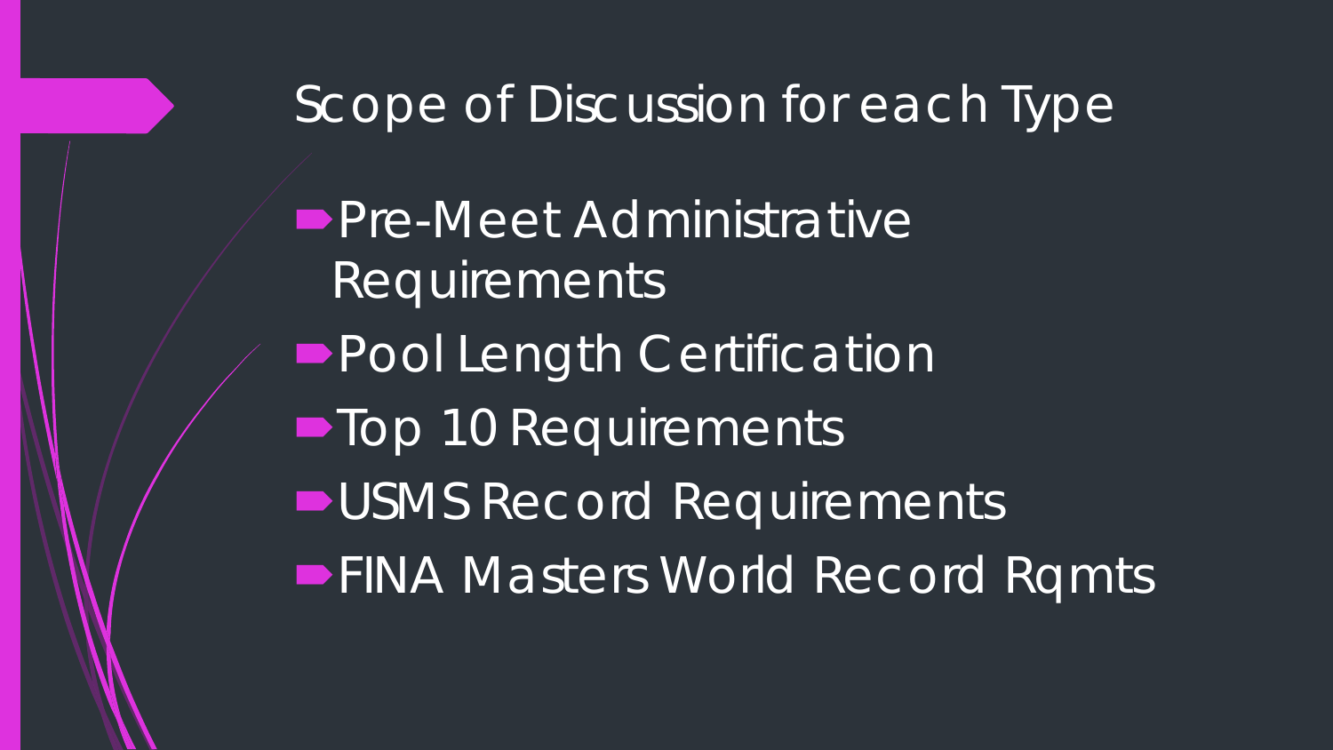# Scope of Discussion for each Type

- Pre-Meet Administrative Requirements
- Pool Length Certification
- Top 10 Requirements
- USMS Record Requirements
- FINA Masters World Record Rqmts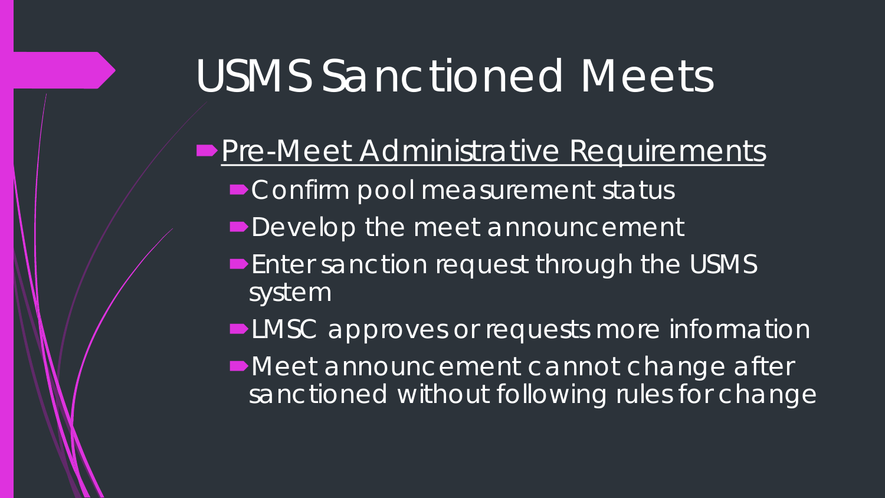# USMS Sanctioned Meets

- Pre-Meet Administrative Requirements
  - Confirm pool measurement status
  - Develop the meet announcement
  - Enter sanction request through the USMS system
  - LMSC approves or requests more information
  - Meet announcement cannot change after sanctioned without following rules for change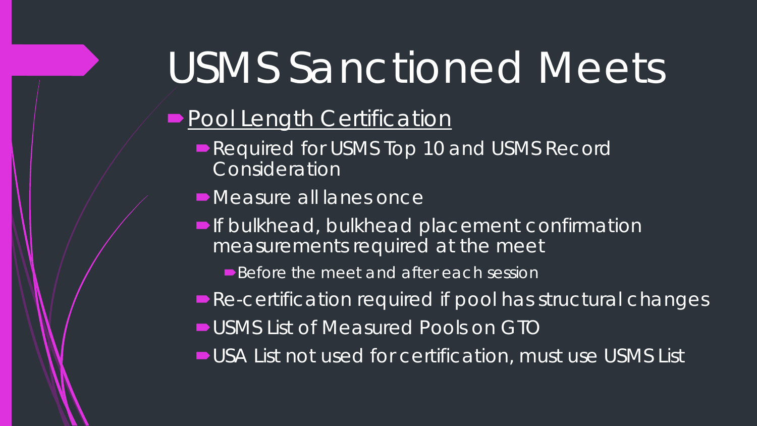# USMS Sanctioned Meets

- Pool Length Certification
  - Required for USMS Top 10 and USMS Record Consideration
  - Measure all lanes once
  - If bulkhead, bulkhead placement confirmation measurements required at the meet
    - Before the meet and after each session
  - Re-certification required if pool has structural changes
  - USMS List of Measured Pools on GTO
  - USA List not used for certification, must use USMS List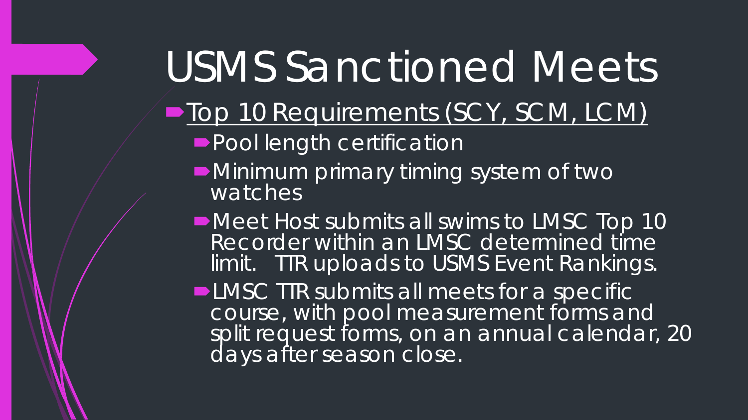# USMS Sanctioned Meets

- <u>Top 10 Requirements (SCY, SCM, LCM)</u>
  - Pool length certification
  - Minimum primary timing system of two watches
  - Meet Host submits all swims to LMSC Top 10 Recorder within an LMSC determined time limit. TTR uploads to USMS Event Rankings.
  - LMSC TTR submits all meets for a specific course, with pool measurement forms and split request forms, on an annual calendar, 20 days after season close.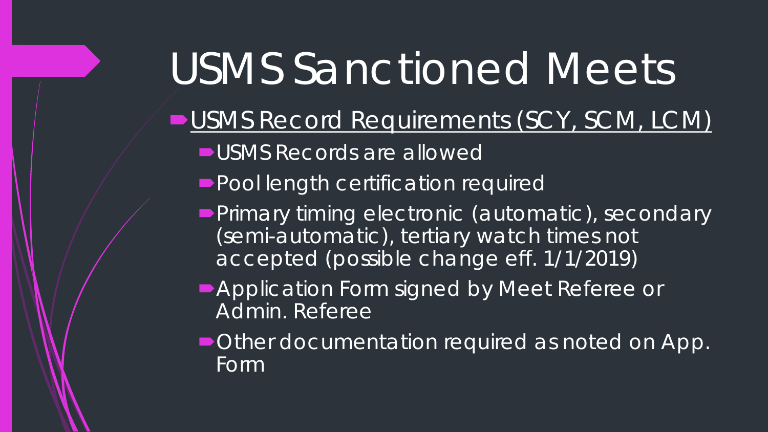# USMS Sanctioned Meets

- USMS Record Requirements (SCY, SCM, LCM)
  - USMS Records are allowed
  - Pool length certification required
  - Primary timing electronic (automatic), secondary (semi-automatic), tertiary watch times not accepted (possible change eff. 1/1/2019)
  - Application Form signed by Meet Referee or Admin. Referee
  - Other documentation required as noted on App. Form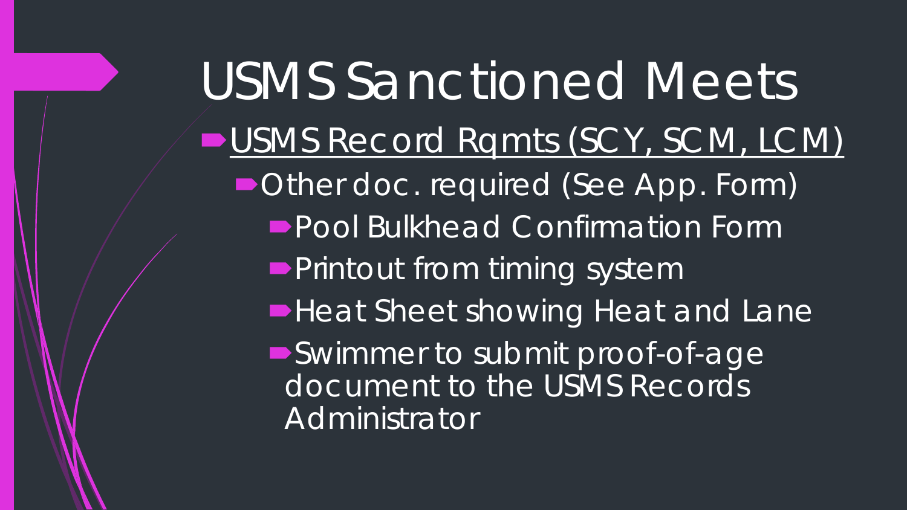# USMS Sanctioned Meets

- USMS Record Rqmts (SCY, SCM, LCM)
  - Other doc. required (See App. Form)
    - Pool Bulkhead Confirmation Form
    - Printout from timing system
    - Heat Sheet showing Heat and Lane
    - Swimmer to submit proof-of-age document to the USMS Records Administrator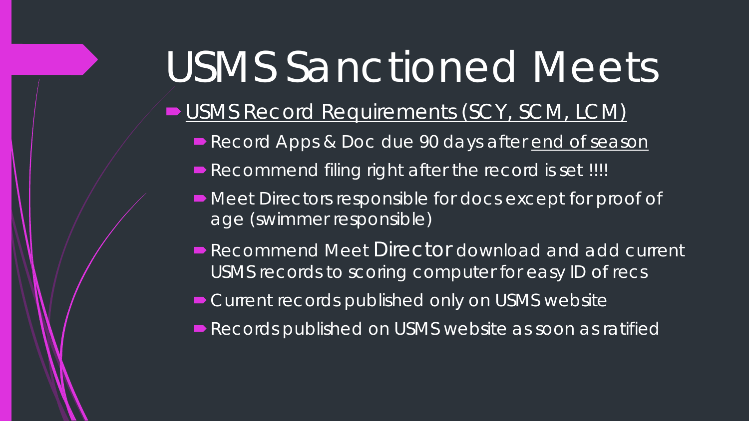# USMS Sanctioned Meets

- USMS Record Requirements (SCY, SCM, LCM)
  - Record Apps & Doc due 90 days after end of season
  - Recommend filing right after the record is set !!!!
  - Meet Directors responsible for docs except for proof of age (swimmer responsible)
  - Recommend Meet Director download and add current USMS records to scoring computer for easy ID of recs
  - Current records published only on USMS website
  - Records published on USMS website as soon as ratified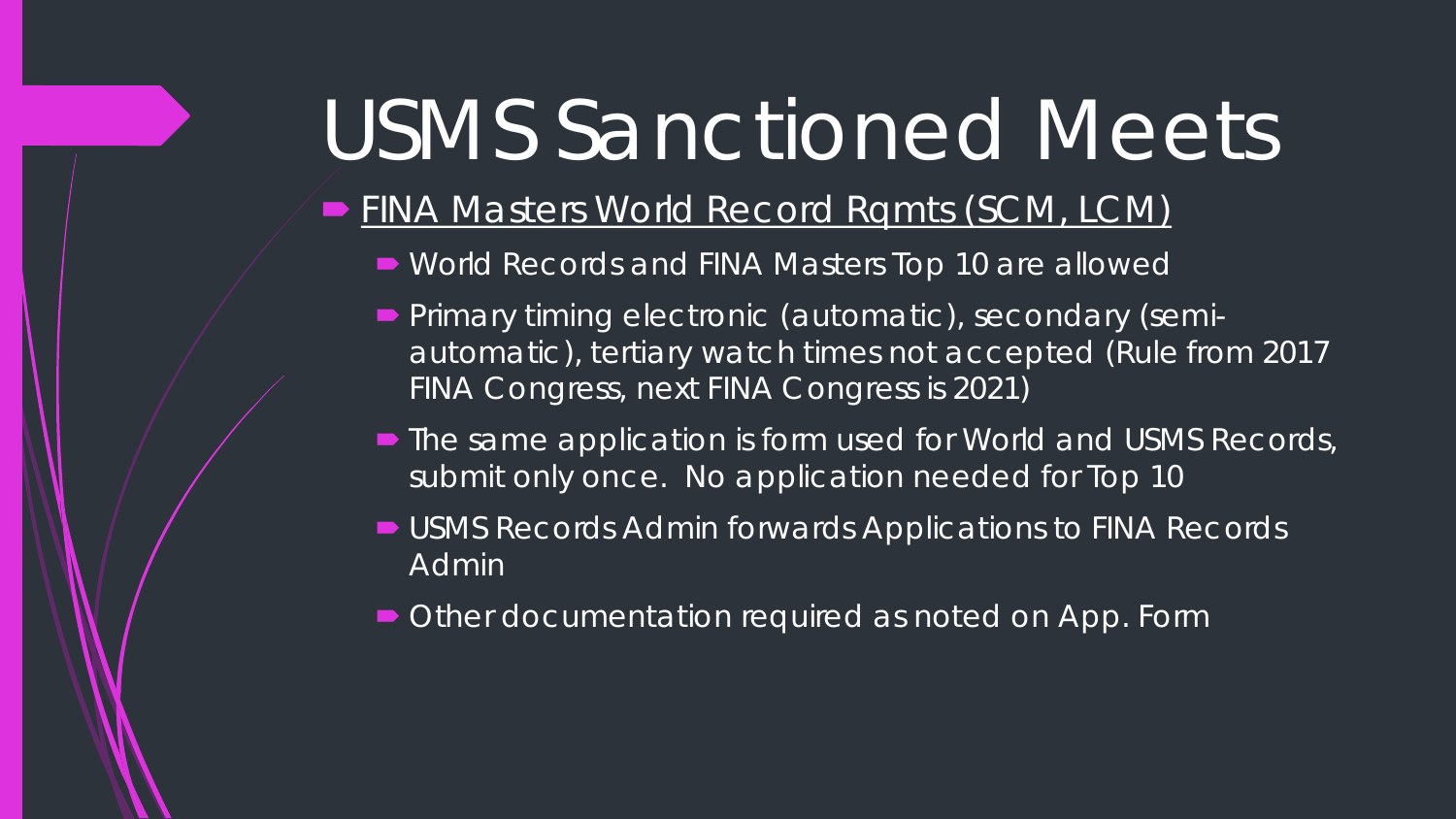# USMS Sanctioned Meets

- <u>FINA Masters World Record Rqmts (SCM, LCM)</u>
  - World Records and FINA Masters Top 10 are allowed
  - Primary timing electronic (automatic), secondary (semi-automatic), tertiary watch times not accepted (Rule from 2017 FINA Congress, next FINA Congress is 2021)
  - The same application is form used for World and USMS Records, submit only once. No application needed for Top 10
  - USMS Records Admin forwards Applications to FINA Records Admin
  - Other documentation required as noted on App. Form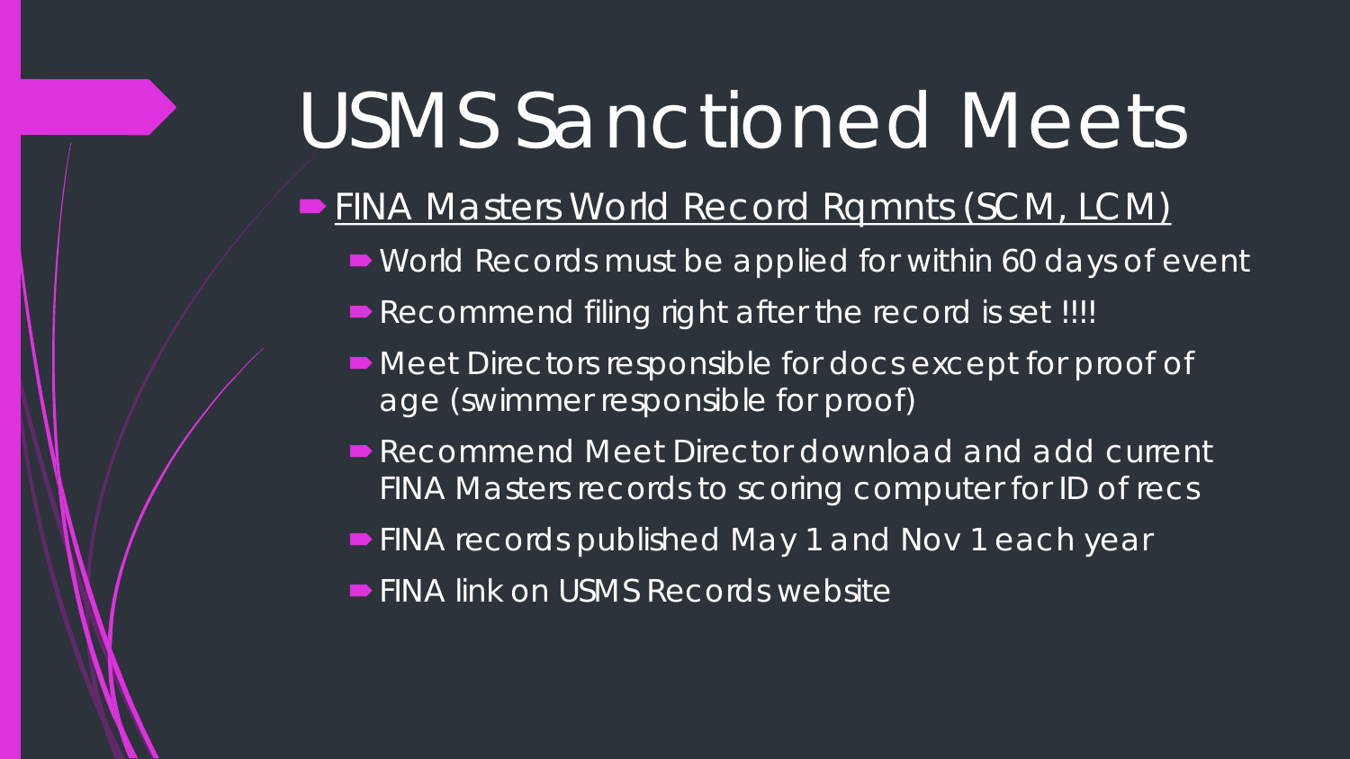# USMS Sanctioned Meets

- FINA Masters World Record Rqmnts (SCM, LCM)
  - World Records must be applied for within 60 days of event
  - Recommend filing right after the record is set !!!!
  - Meet Directors responsible for docs except for proof of age (swimmer responsible for proof)
  - Recommend Meet Director download and add current FINA Masters records to scoring computer for ID of recs
  - FINA records published May 1 and Nov 1 each year
  - FINA link on USMS Records website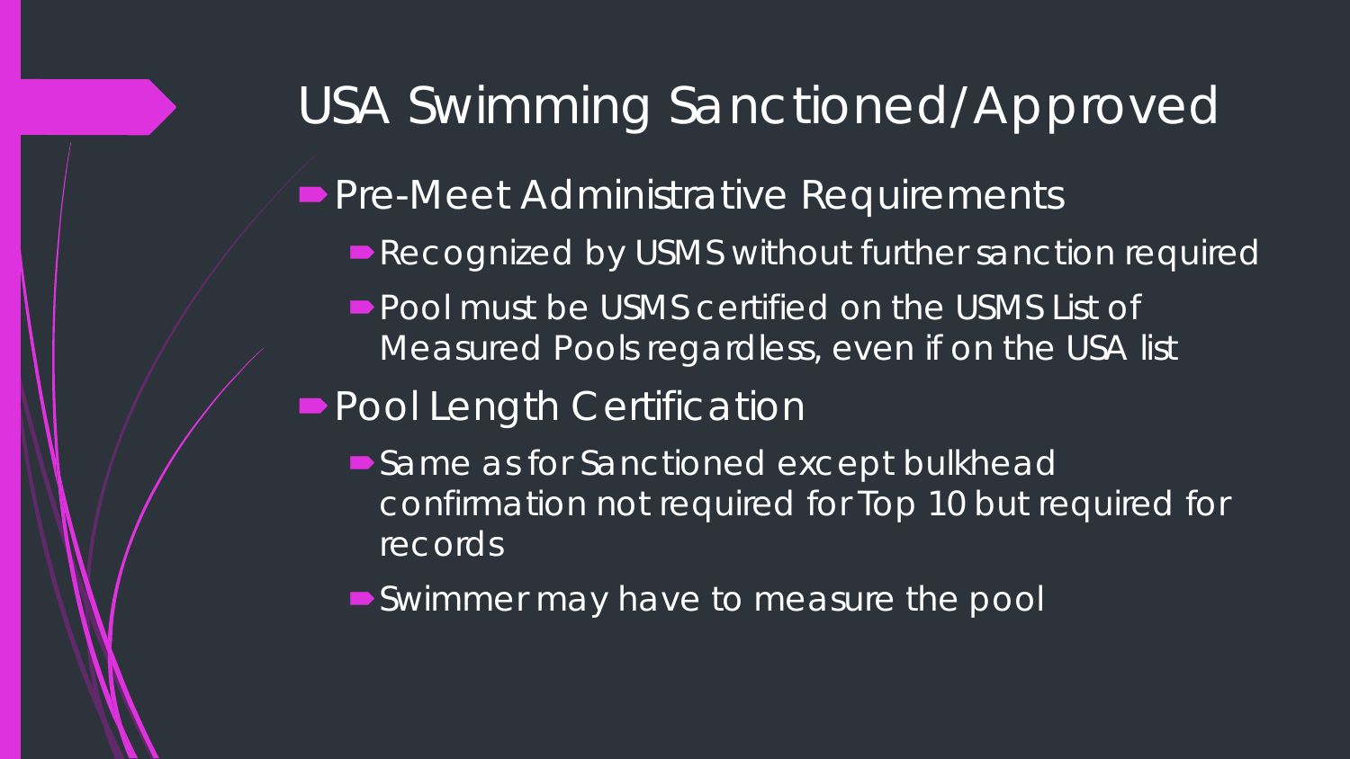# USA Swimming Sanctioned/Approved

- Pre-Meet Administrative Requirements
  - Recognized by USMS without further sanction required
  - Pool must be USMS certified on the USMS List of Measured Pools regardless, even if on the USA list
- Pool Length Certification
  - Same as for Sanctioned except bulkhead confirmation not required for Top 10 but required for records
  - Swimmer may have to measure the pool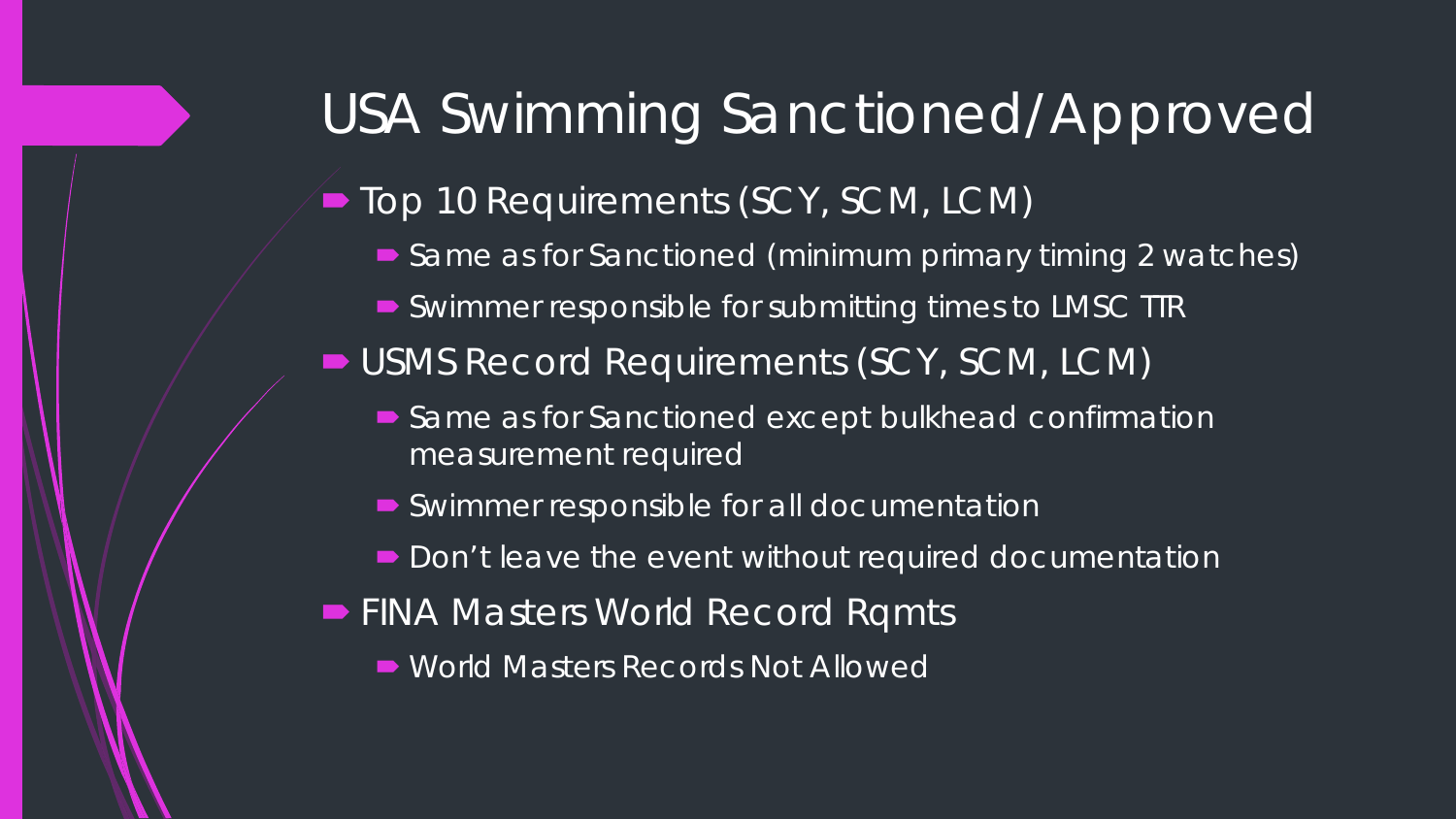# USA Swimming Sanctioned/Approved

- Top 10 Requirements (SCY, SCM, LCM)
  - Same as for Sanctioned (minimum primary timing 2 watches)
  - Swimmer responsible for submitting times to LMSC TTR
- USMS Record Requirements (SCY, SCM, LCM)
  - Same as for Sanctioned except bulkhead confirmation measurement required
  - Swimmer responsible for all documentation
  - Don't leave the event without required documentation
- FINA Masters World Record Rqmts
  - World Masters Records Not Allowed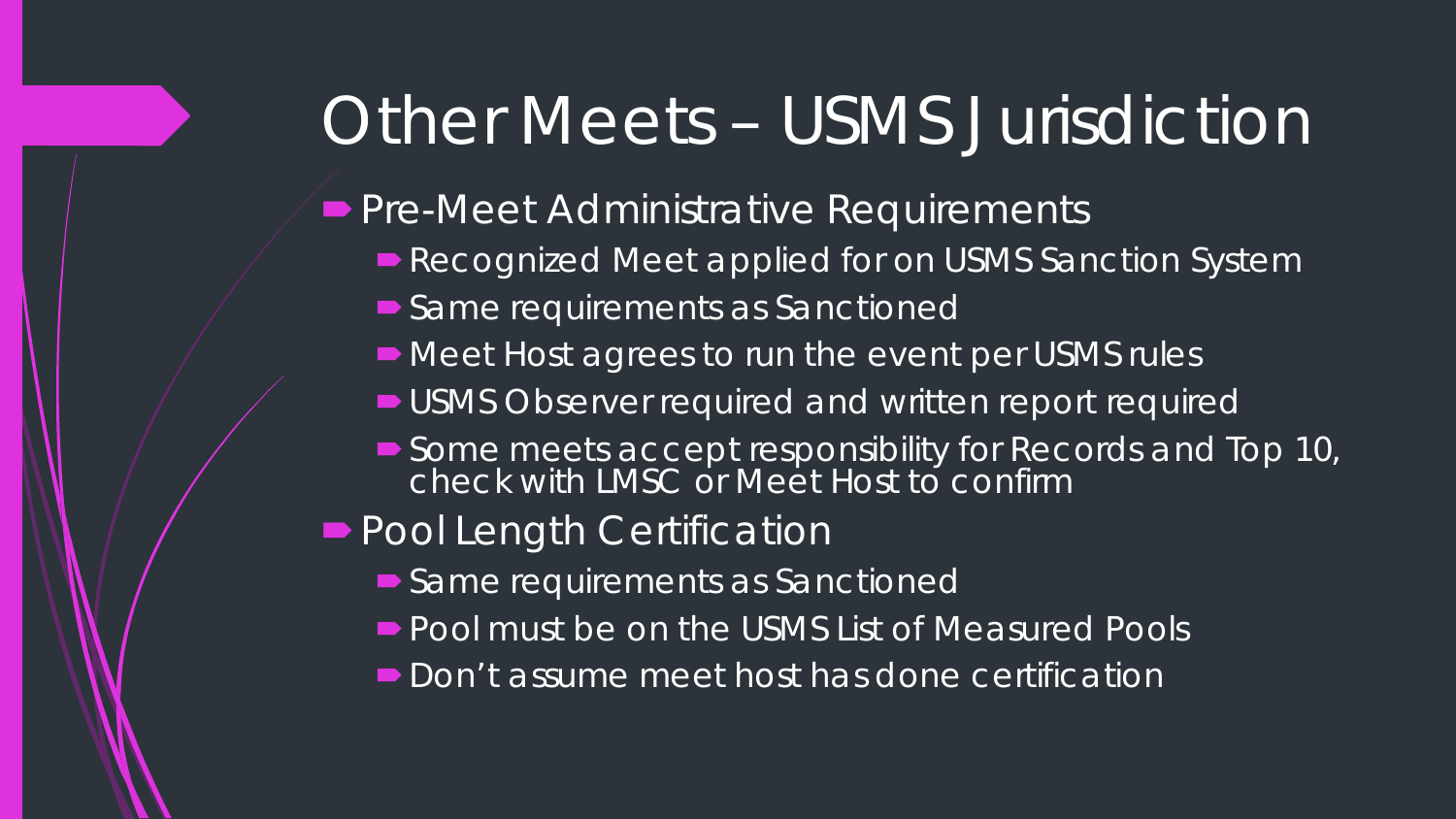# Other Meets – USMS Jurisdiction

- Pre-Meet Administrative Requirements
  - Recognized Meet applied for on USMS Sanction System
  - Same requirements as Sanctioned
  - Meet Host agrees to run the event per USMS rules
  - USMS Observer required and written report required
  - Some meets accept responsibility for Records and Top 10, check with LMSC or Meet Host to confirm
- Pool Length Certification
  - Same requirements as Sanctioned
  - Pool must be on the USMS List of Measured Pools
  - Don't assume meet host has done certification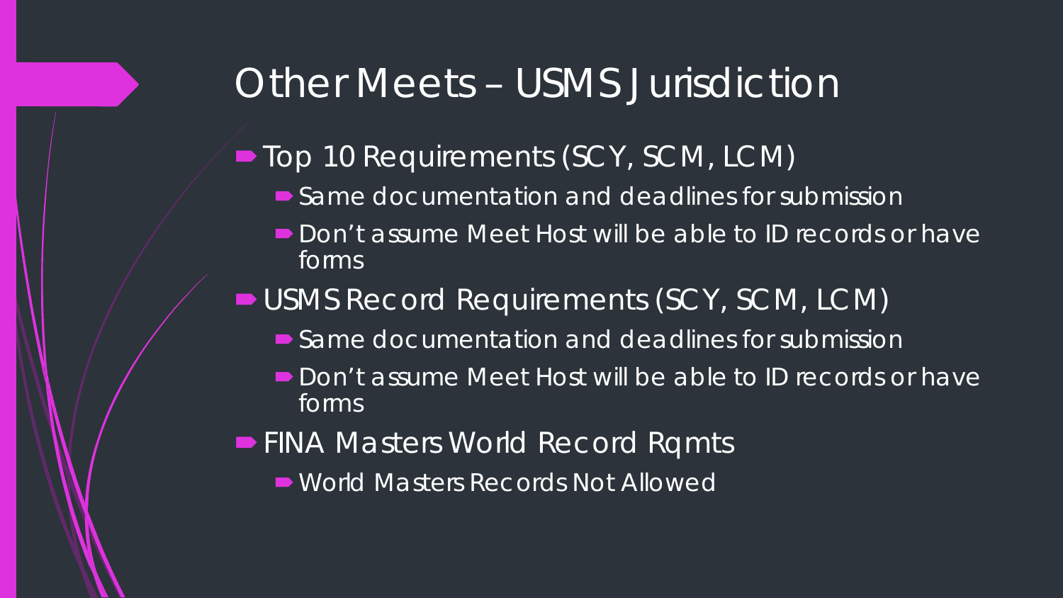# Other Meets – USMS Jurisdiction

- Top 10 Requirements (SCY, SCM, LCM)
  - Same documentation and deadlines for submission
  - Don't assume Meet Host will be able to ID records or have forms
- USMS Record Requirements (SCY, SCM, LCM)
  - Same documentation and deadlines for submission
  - Don't assume Meet Host will be able to ID records or have forms
- FINA Masters World Record Rqmts
  - World Masters Records Not Allowed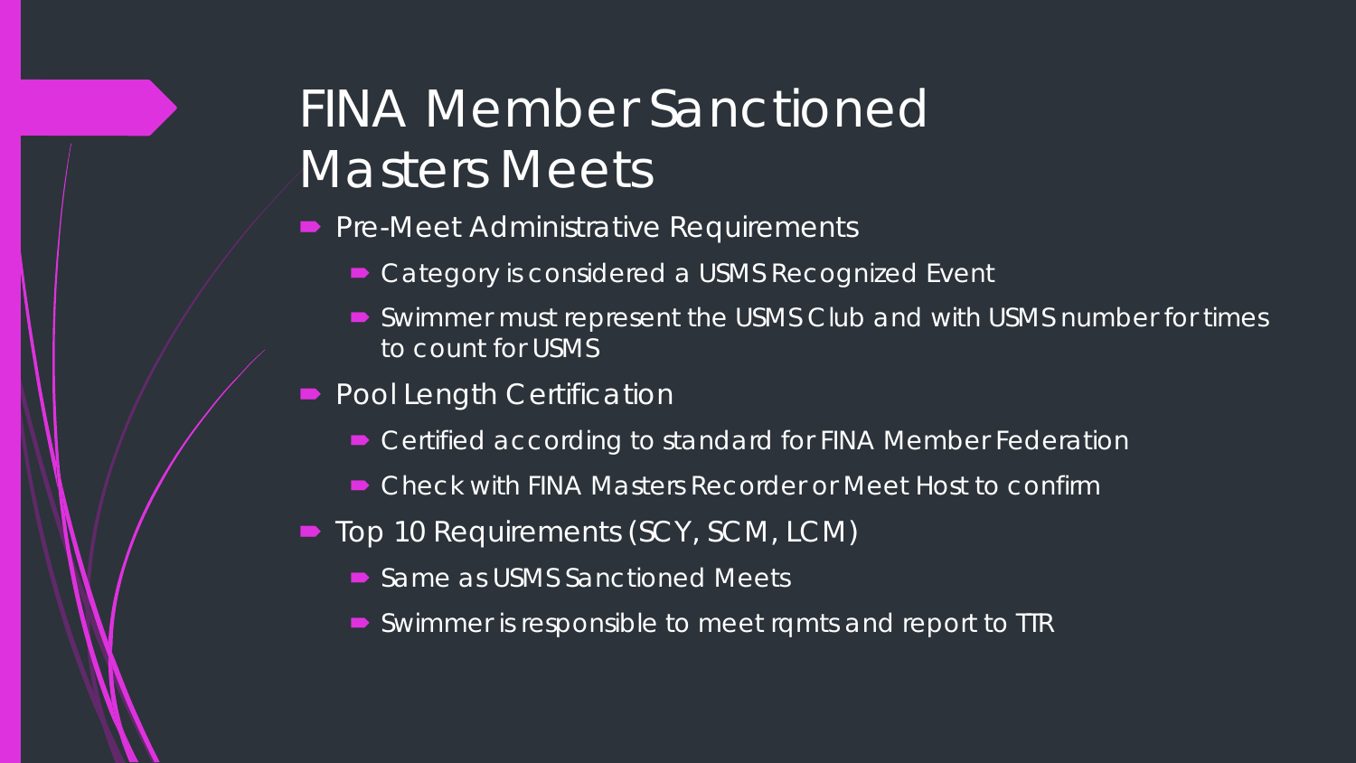# FINA Member Sanctioned Masters Meets

- Pre-Meet Administrative Requirements
  - Category is considered a USMS Recognized Event
  - Swimmer must represent the USMS Club and with USMS number for times to count for USMS
- Pool Length Certification
  - Certified according to standard for FINA Member Federation
  - Check with FINA Masters Recorder or Meet Host to confirm
- Top 10 Requirements (SCY, SCM, LCM)
  - Same as USMS Sanctioned Meets
  - Swimmer is responsible to meet rqmts and report to TTR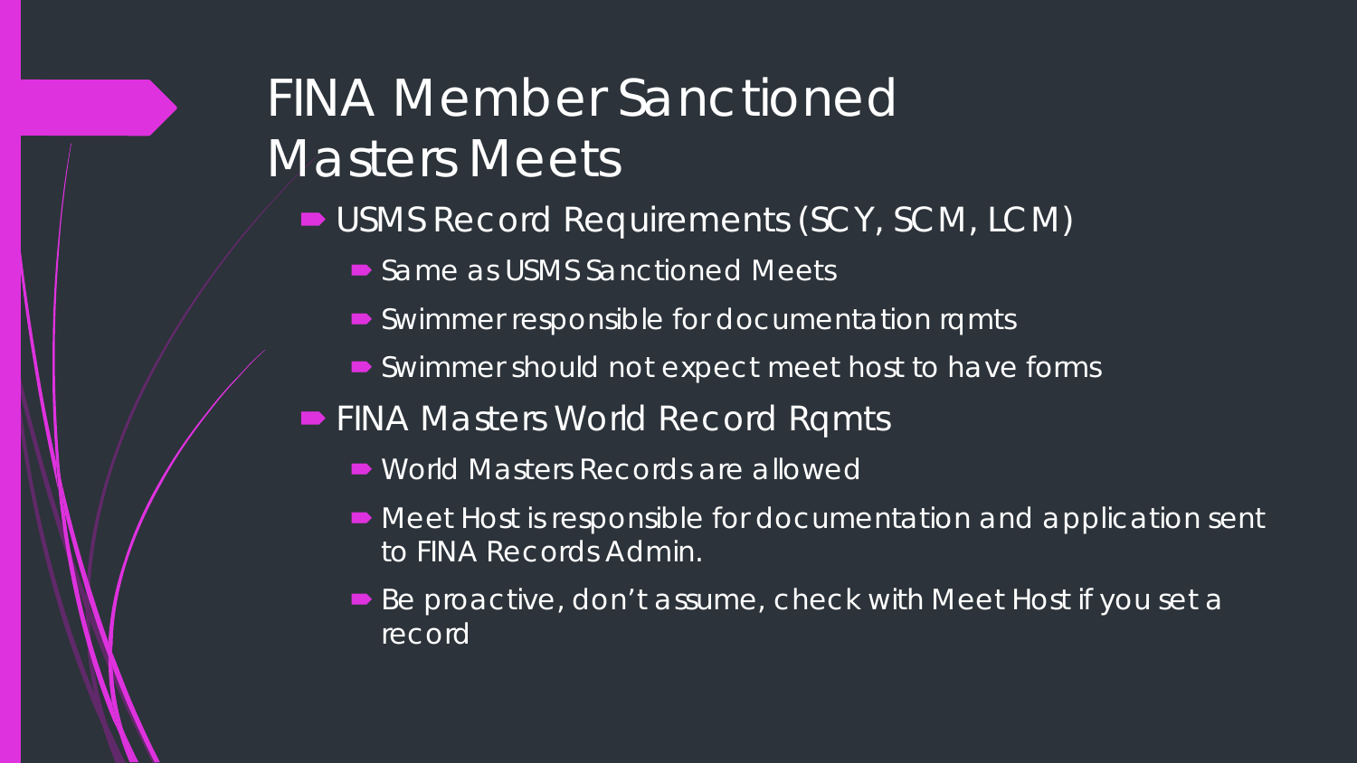# FINA Member Sanctioned Masters Meets

- USMS Record Requirements (SCY, SCM, LCM)
  - Same as USMS Sanctioned Meets
  - Swimmer responsible for documentation rqmts
  - Swimmer should not expect meet host to have forms
- FINA Masters World Record Rqmts
  - World Masters Records are allowed
  - Meet Host is responsible for documentation and application sent to FINA Records Admin.
  - Be proactive, don't assume, check with Meet Host if you set a record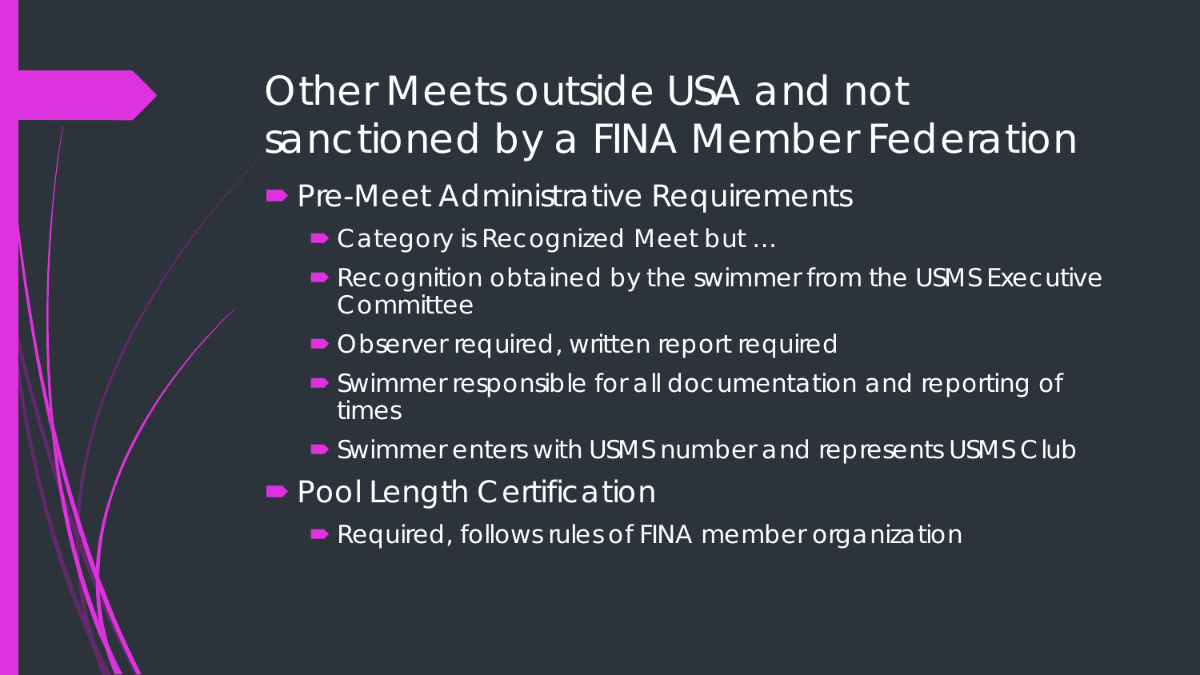# Other Meets outside USA and not sanctioned by a FINA Member Federation

- Pre-Meet Administrative Requirements
  - Category is Recognized Meet but …
  - Recognition obtained by the swimmer from the USMS Executive Committee
  - Observer required, written report required
  - Swimmer responsible for all documentation and reporting of times
  - Swimmer enters with USMS number and represents USMS Club
- Pool Length Certification
  - Required, follows rules of FINA member organization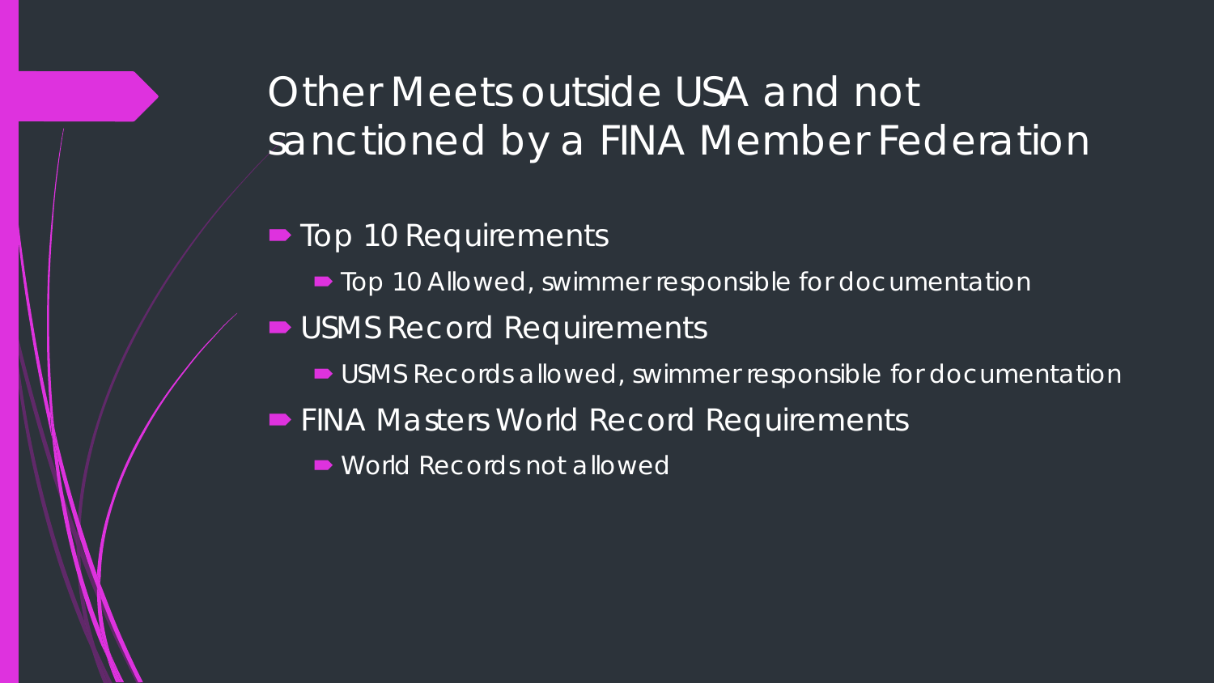# Other Meets outside USA and not sanctioned by a FINA Member Federation

- Top 10 Requirements
  - Top 10 Allowed, swimmer responsible for documentation
- USMS Record Requirements
  - USMS Records allowed, swimmer responsible for documentation
- FINA Masters World Record Requirements
  - World Records not allowed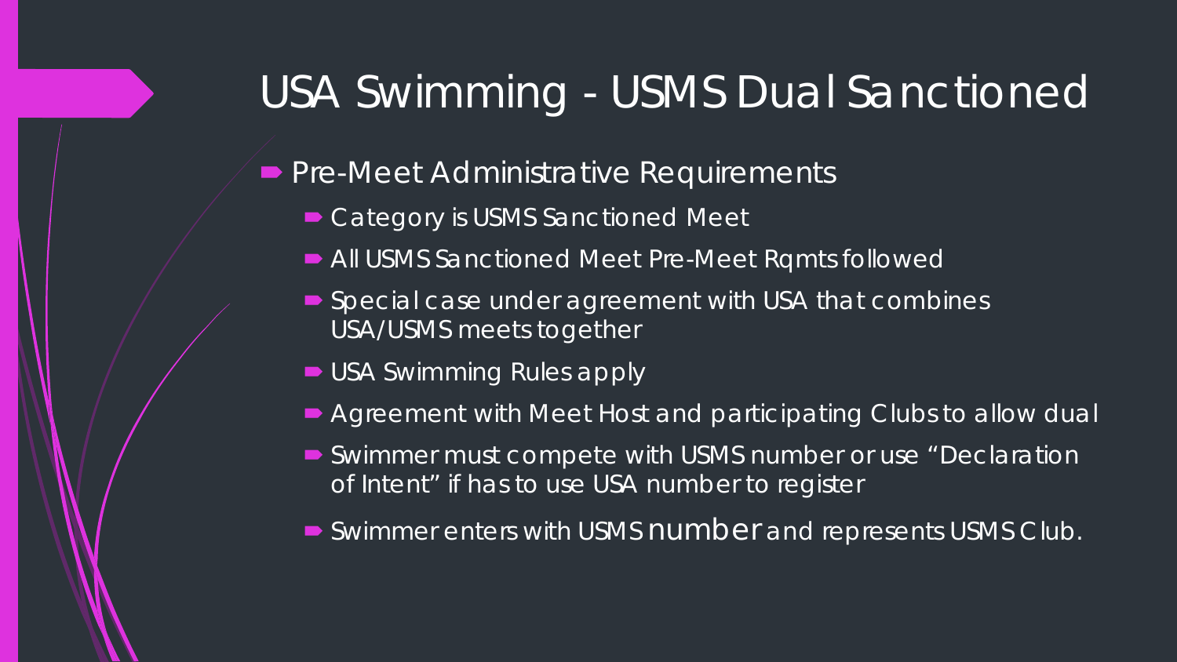# USA Swimming - USMS Dual Sanctioned

- Pre-Meet Administrative Requirements
  - Category is USMS Sanctioned Meet
  - All USMS Sanctioned Meet Pre-Meet Rqmts followed
  - Special case under agreement with USA that combines USA/USMS meets together
  - USA Swimming Rules apply
  - Agreement with Meet Host and participating Clubs to allow dual
  - Swimmer must compete with USMS number or use “Declaration of Intent” if has to use USA number to register
  - Swimmer enters with USMS number and represents USMS Club.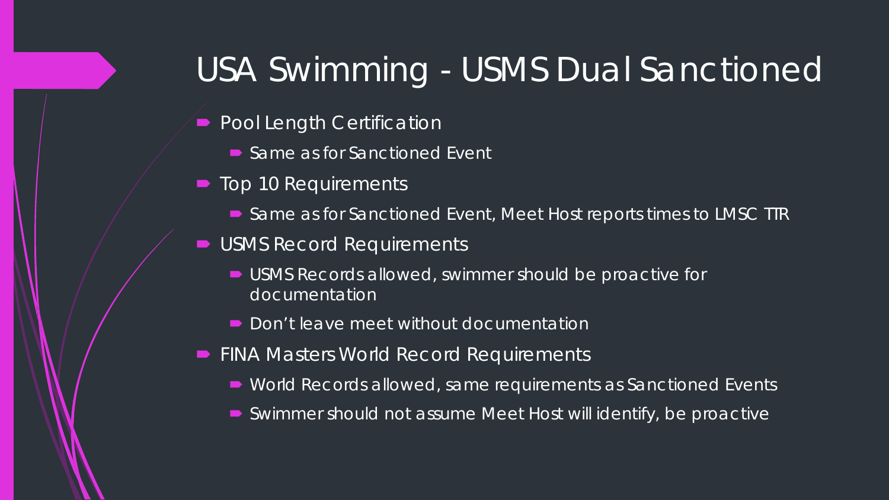# USA Swimming - USMS Dual Sanctioned

- Pool Length Certification
  - Same as for Sanctioned Event
- Top 10 Requirements
  - Same as for Sanctioned Event, Meet Host reports times to LMSC TTR
- USMS Record Requirements
  - USMS Records allowed, swimmer should be proactive for documentation
  - Don't leave meet without documentation
- FINA Masters World Record Requirements
  - World Records allowed, same requirements as Sanctioned Events
  - Swimmer should not assume Meet Host will identify, be proactive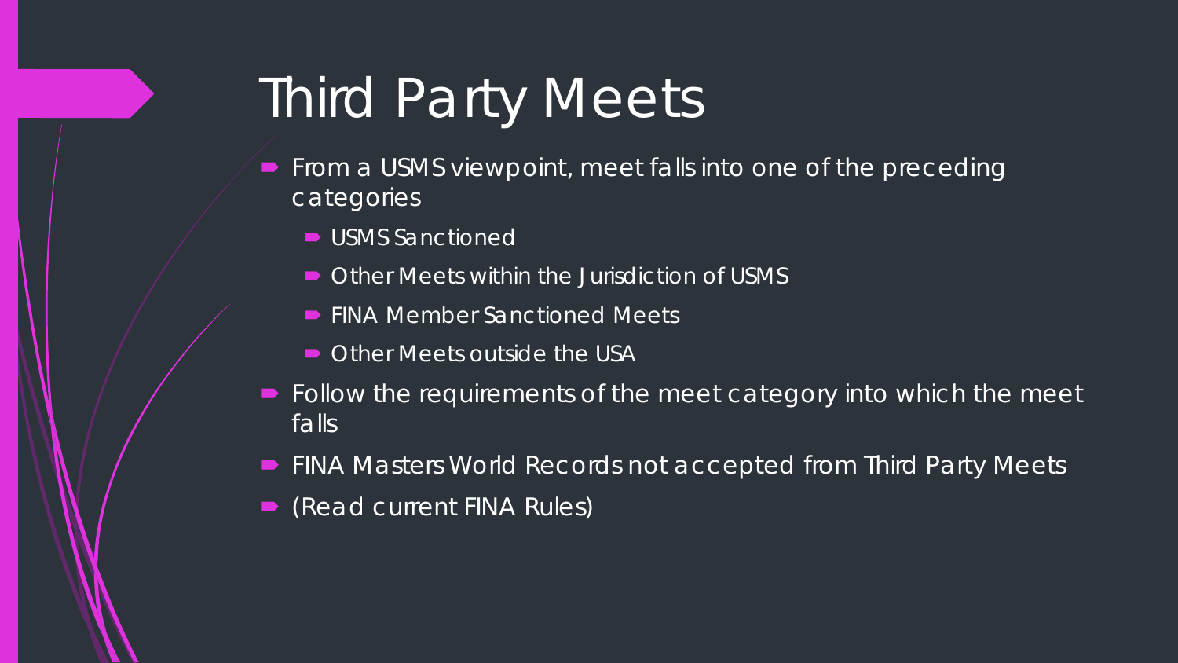# Third Party Meets

- From a USMS viewpoint, meet falls into one of the preceding categories
  - USMS Sanctioned
  - Other Meets within the Jurisdiction of USMS
  - FINA Member Sanctioned Meets
  - Other Meets outside the USA
- Follow the requirements of the meet category into which the meet falls
- FINA Masters World Records not accepted from Third Party Meets
- (Read current FINA Rules)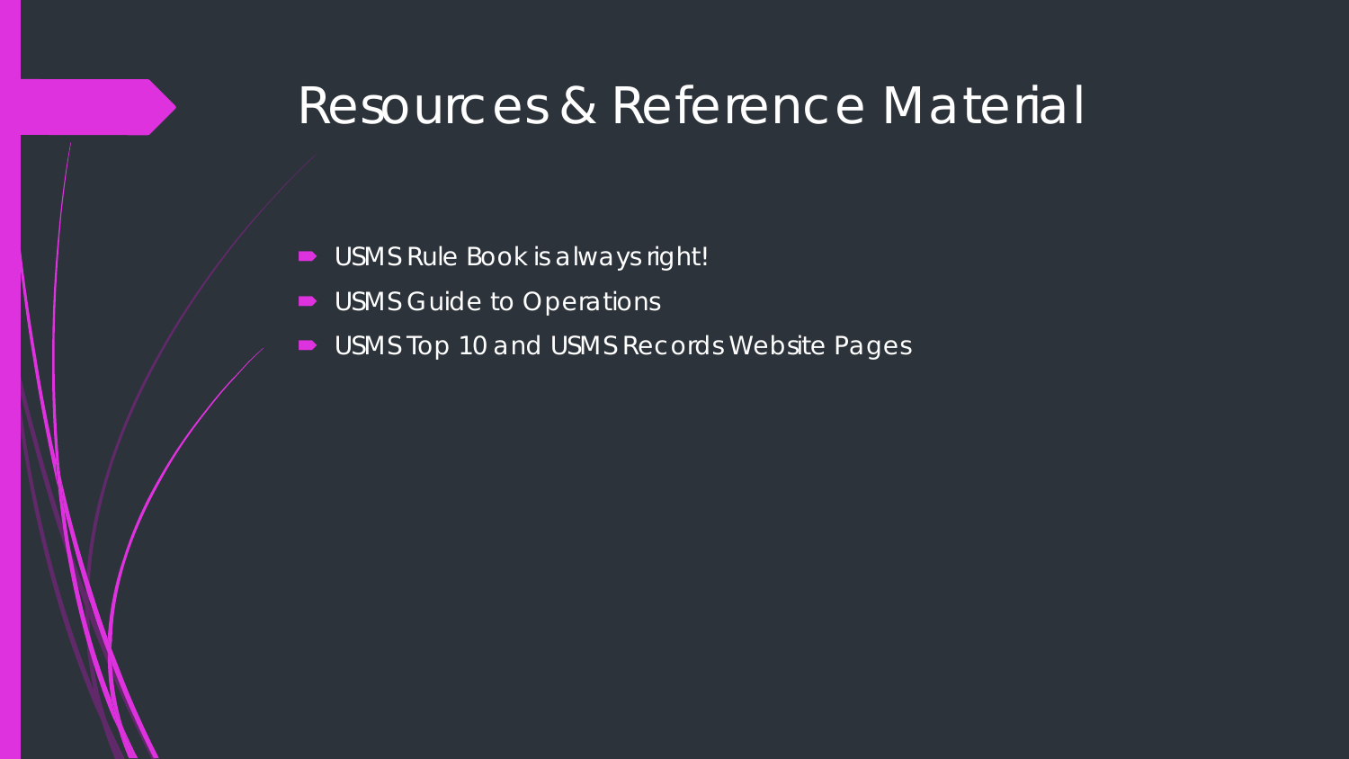# Resources & Reference Material

- USMS Rule Book is always right!
- USMS Guide to Operations
- USMS Top 10 and USMS Records Website Pages